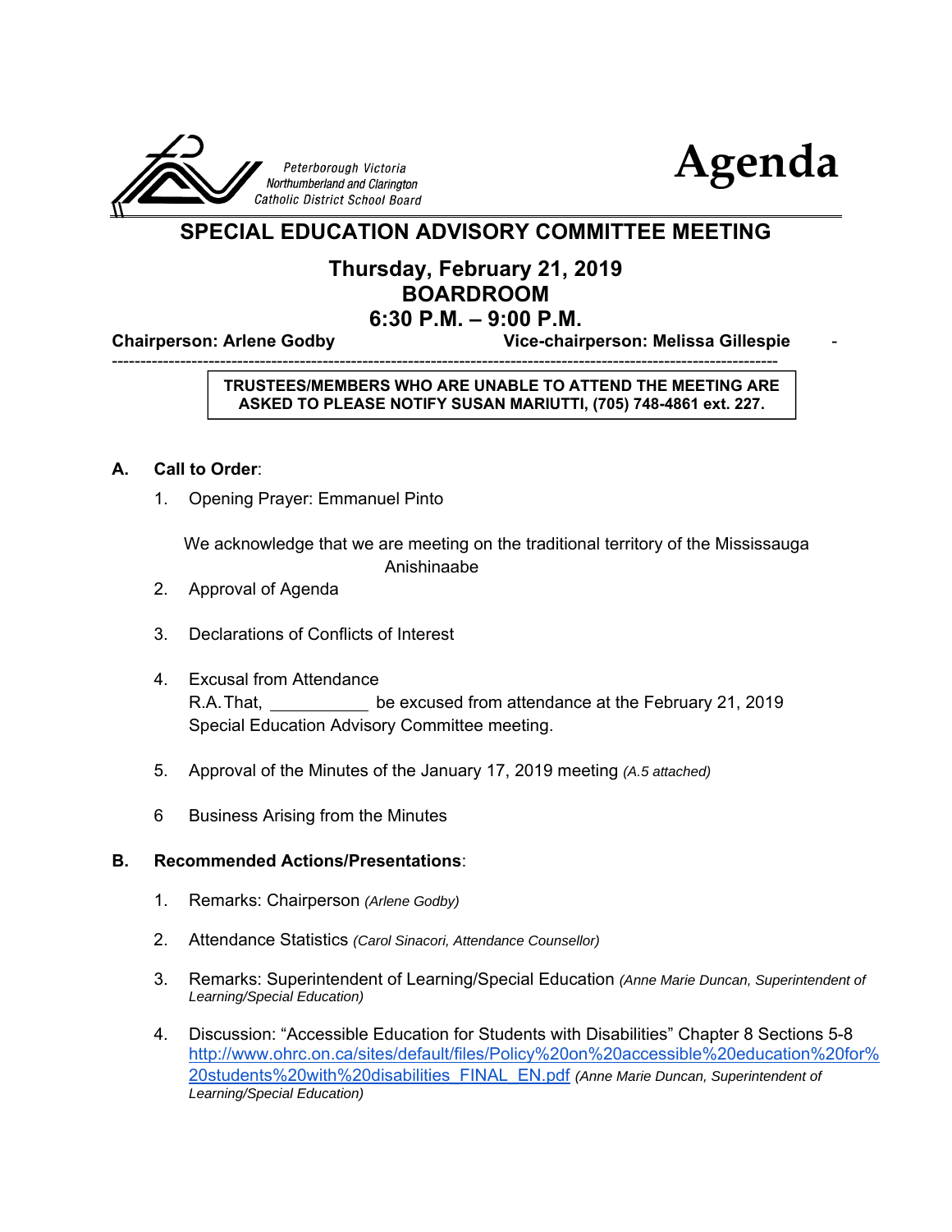Peterborough Victoria
Northumberland and Clarington
Catholic District School Board

# Agenda

## SPECIAL EDUCATION ADVISORY COMMITTEE MEETING

**Thursday, February 21, 2019**
**BOARDROOM**
**6:30 P.M. – 9:00 P.M.**

**Chairperson: Arlene Godby** **Vice-chairperson: Melissa Gillespie**

---

**TRUSTEES/MEMBERS WHO ARE UNABLE TO ATTEND THE MEETING ARE ASKED TO PLEASE NOTIFY SUSAN MARIUTTI, (705) 748-4861 ext. 227.**

### A. Call to Order:

1. Opening Prayer: Emmanuel Pinto

   We acknowledge that we are meeting on the traditional territory of the Mississauga Anishinaabe

2. Approval of Agenda

3. Declarations of Conflicts of Interest

4. Excusal from Attendance
   R.A. That, __________ be excused from attendance at the February 21, 2019 Special Education Advisory Committee meeting.

5. Approval of the Minutes of the January 17, 2019 meeting *(A.5 attached)*

6. Business Arising from the Minutes

### B. Recommended Actions/Presentations:

1. Remarks: Chairperson *(Arlene Godby)*

2. Attendance Statistics *(Carol Sinacori, Attendance Counsellor)*

3. Remarks: Superintendent of Learning/Special Education *(Anne Marie Duncan, Superintendent of Learning/Special Education)*

4. Discussion: "Accessible Education for Students with Disabilities" Chapter 8 Sections 5-8 http://www.ohrc.on.ca/sites/default/files/Policy%20on%20accessible%20education%20for%20students%20with%20disabilities_FINAL_EN.pdf *(Anne Marie Duncan, Superintendent of Learning/Special Education)*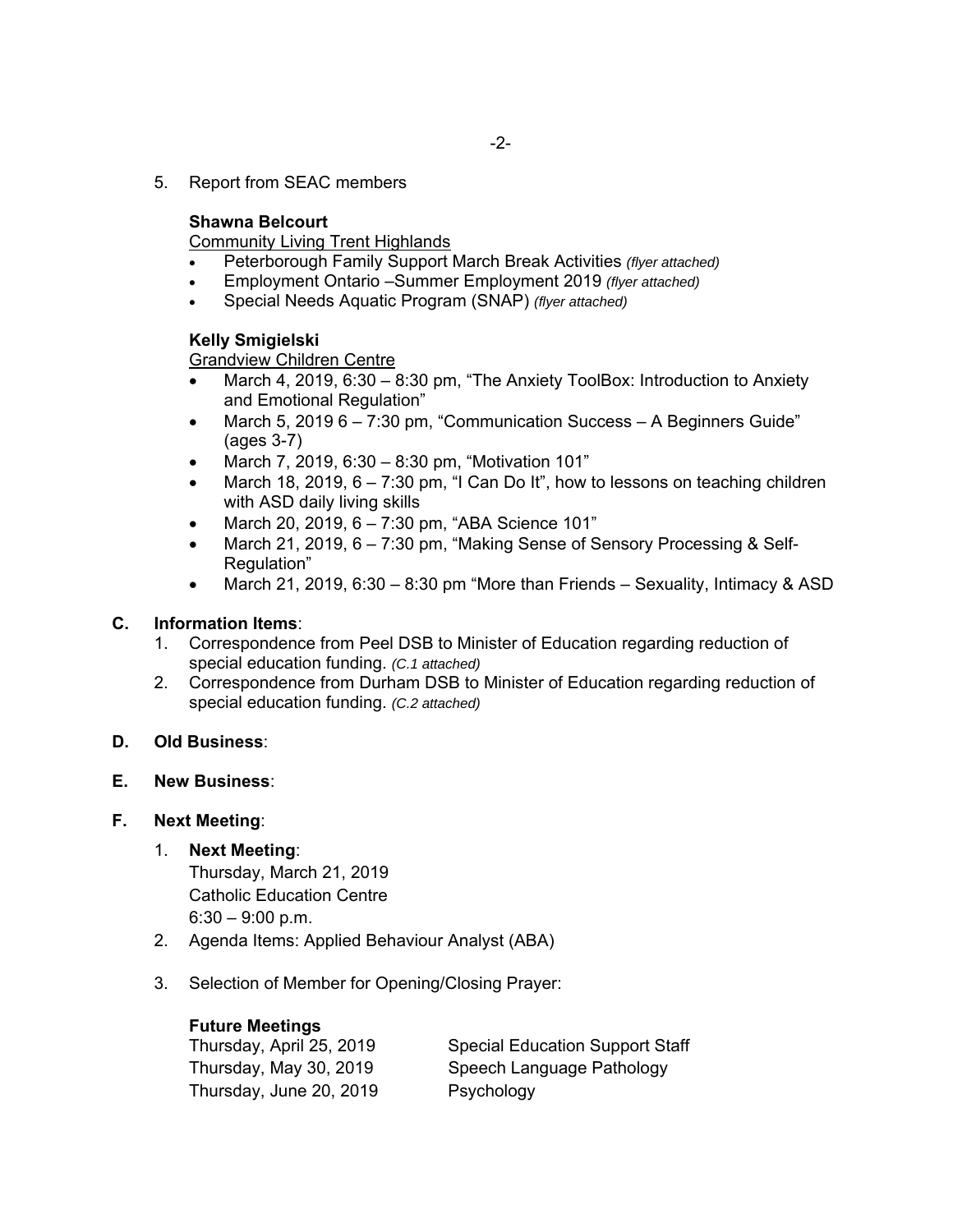5. Report from SEAC members

   **Shawna Belcourt**
   
   Community Living Trent Highlands
   - Peterborough Family Support March Break Activities *(flyer attached)*
   - Employment Ontario –Summer Employment 2019 *(flyer attached)*
   - Special Needs Aquatic Program (SNAP) *(flyer attached)*

   **Kelly Smigielski**
   
   Grandview Children Centre
   - March 4, 2019, 6:30 – 8:30 pm, "The Anxiety ToolBox: Introduction to Anxiety and Emotional Regulation"
   - March 5, 2019 6 – 7:30 pm, "Communication Success – A Beginners Guide" (ages 3-7)
   - March 7, 2019, 6:30 – 8:30 pm, "Motivation 101"
   - March 18, 2019, 6 – 7:30 pm, "I Can Do It", how to lessons on teaching children with ASD daily living skills
   - March 20, 2019, 6 – 7:30 pm, "ABA Science 101"
   - March 21, 2019, 6 – 7:30 pm, "Making Sense of Sensory Processing & Self-Regulation"
   - March 21, 2019, 6:30 – 8:30 pm "More than Friends – Sexuality, Intimacy & ASD

**C. Information Items**:

1. Correspondence from Peel DSB to Minister of Education regarding reduction of special education funding. *(C.1 attached)*
2. Correspondence from Durham DSB to Minister of Education regarding reduction of special education funding. *(C.2 attached)*

**D. Old Business**:

**E. New Business**:

**F. Next Meeting**:

1. **Next Meeting**:
   Thursday, March 21, 2019
   Catholic Education Centre
   6:30 – 9:00 p.m.
2. Agenda Items: Applied Behaviour Analyst (ABA)
3. Selection of Member for Opening/Closing Prayer:

**Future Meetings**

| | |
|---|---|
| Thursday, April 25, 2019 | Special Education Support Staff |
| Thursday, May 30, 2019 | Speech Language Pathology |
| Thursday, June 20, 2019 | Psychology |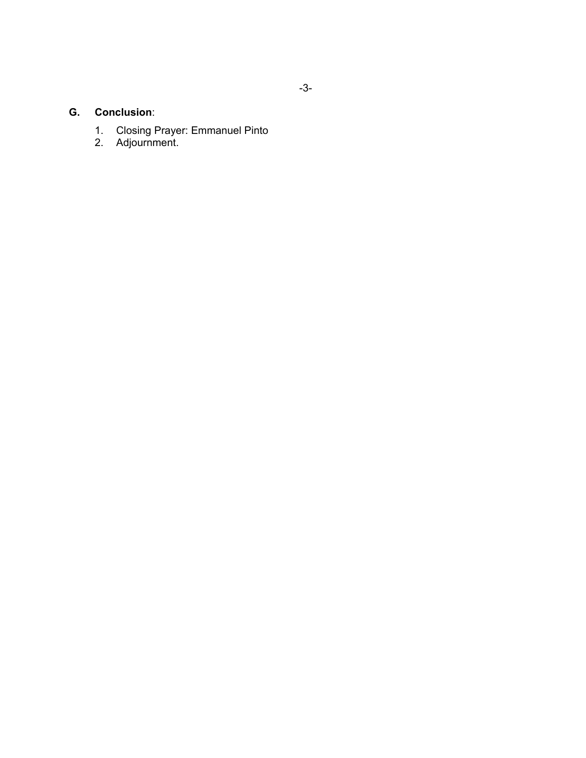**G. Conclusion**:

1. Closing Prayer: Emmanuel Pinto
2. Adjournment.